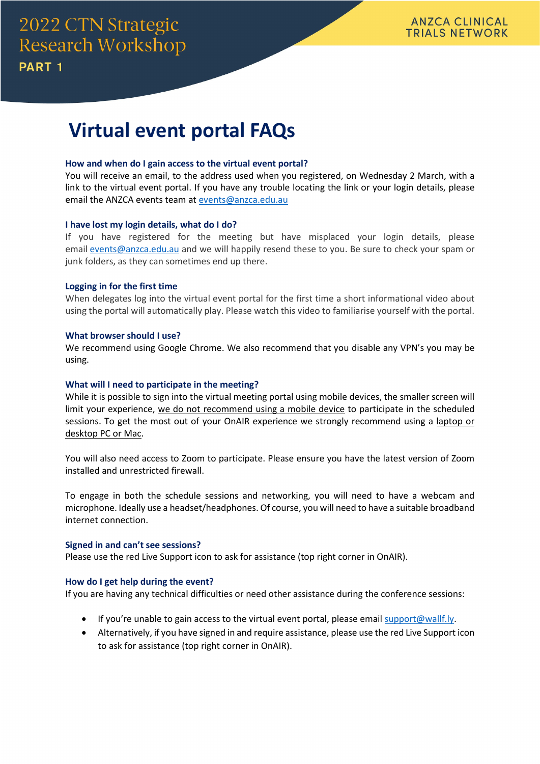# 2022 CTN Strategic Research Workshop

**PART 1**

ANZCA CLINICAL TRIALS NETWORK

## Virtual event portal FAQs

### How and when do I gain access to the virtual event portal?

You will receive an email, to the address used when you registered, on Wednesday 2 March, with a link to the virtual event portal. If you have any trouble locating the link or your login details, please email the ANZCA events team at events@anzca.edu.au

### I have lost my login details, what do I do?

If you have registered for the meeting but have misplaced your login details, please email events@anzca.edu.au and we will happily resend these to you. Be sure to check your spam or junk folders, as they can sometimes end up there.

### Logging in for the first time

When delegates log into the virtual event portal for the first time a short informational video about using the portal will automatically play. Please watch this video to familiarise yourself with the portal.

### What browser should I use?

We recommend using Google Chrome. We also recommend that you disable any VPN's you may be using.

### What will I need to participate in the meeting?

While it is possible to sign into the virtual meeting portal using mobile devices, the smaller screen will limit your experience, we do not recommend using a mobile device to participate in the scheduled sessions. To get the most out of your OnAIR experience we strongly recommend using a laptop or desktop PC or Mac.

You will also need access to Zoom to participate. Please ensure you have the latest version of Zoom installed and unrestricted firewall.

To engage in both the schedule sessions and networking, you will need to have a webcam and microphone. Ideally use a headset/headphones. Of course, you will need to have a suitable broadband internet connection.

### Signed in and can't see sessions?

Please use the red Live Support icon to ask for assistance (top right corner in OnAIR).

### How do I get help during the event?

If you are having any technical difficulties or need other assistance during the conference sessions:

- If you're unable to gain access to the virtual event portal, please email support@wallf.ly.
- Alternatively, if you have signed in and require assistance, please use the red Live Support icon to ask for assistance (top right corner in OnAIR).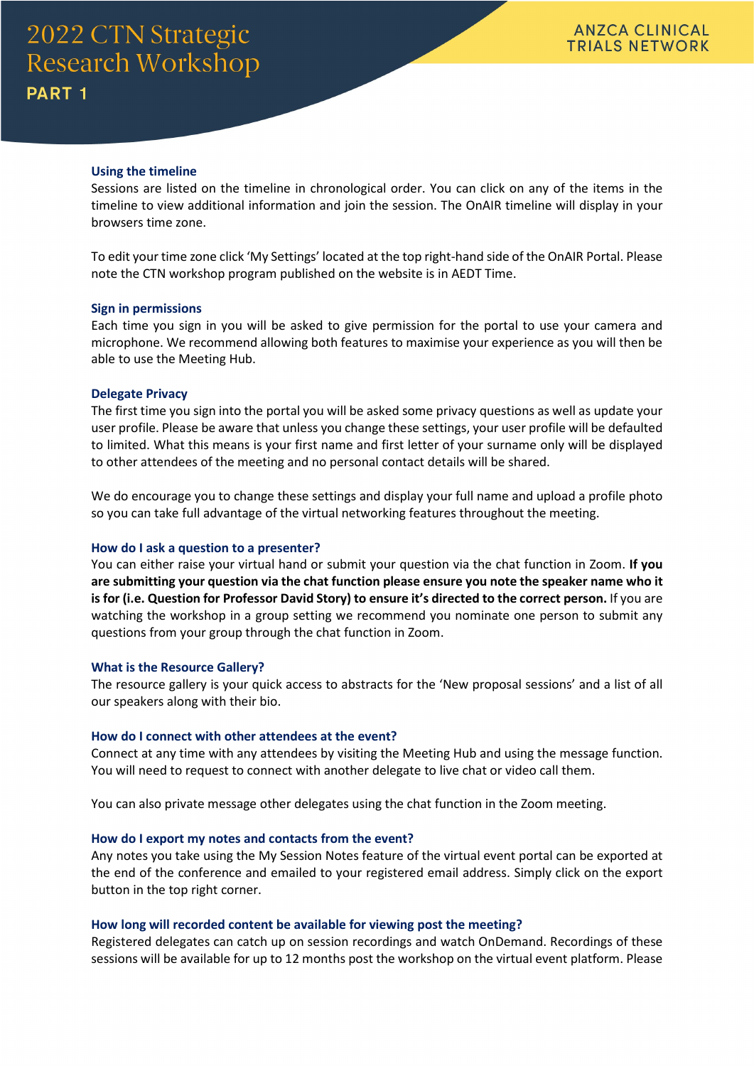## Using the timeline

Sessions are listed on the timeline in chronological order. You can click on any of the items in the timeline to view additional information and join the session. The OnAIR timeline will display in your browsers time zone.

To edit your time zone click 'My Settings' located at the top right-hand side of the OnAIR Portal. Please note the CTN workshop program published on the website is in AEDT Time.

## Sign in permissions

Each time you sign in you will be asked to give permission for the portal to use your camera and microphone. We recommend allowing both features to maximise your experience as you will then be able to use the Meeting Hub.

## Delegate Privacy

The first time you sign into the portal you will be asked some privacy questions as well as update your user profile. Please be aware that unless you change these settings, your user profile will be defaulted to limited. What this means is your first name and first letter of your surname only will be displayed to other attendees of the meeting and no personal contact details will be shared.

We do encourage you to change these settings and display your full name and upload a profile photo so you can take full advantage of the virtual networking features throughout the meeting.

## How do I ask a question to a presenter?

You can either raise your virtual hand or submit your question via the chat function in Zoom. **If you are submitting your question via the chat function please ensure you note the speaker name who it is for (i.e. Question for Professor David Story) to ensure it's directed to the correct person.** If you are watching the workshop in a group setting we recommend you nominate one person to submit any questions from your group through the chat function in Zoom.

## What is the Resource Gallery?

The resource gallery is your quick access to abstracts for the 'New proposal sessions' and a list of all our speakers along with their bio.

## How do I connect with other attendees at the event?

Connect at any time with any attendees by visiting the Meeting Hub and using the message function. You will need to request to connect with another delegate to live chat or video call them.

You can also private message other delegates using the chat function in the Zoom meeting.

## How do I export my notes and contacts from the event?

Any notes you take using the My Session Notes feature of the virtual event portal can be exported at the end of the conference and emailed to your registered email address. Simply click on the export button in the top right corner.

## How long will recorded content be available for viewing post the meeting?

Registered delegates can catch up on session recordings and watch OnDemand. Recordings of these sessions will be available for up to 12 months post the workshop on the virtual event platform. Please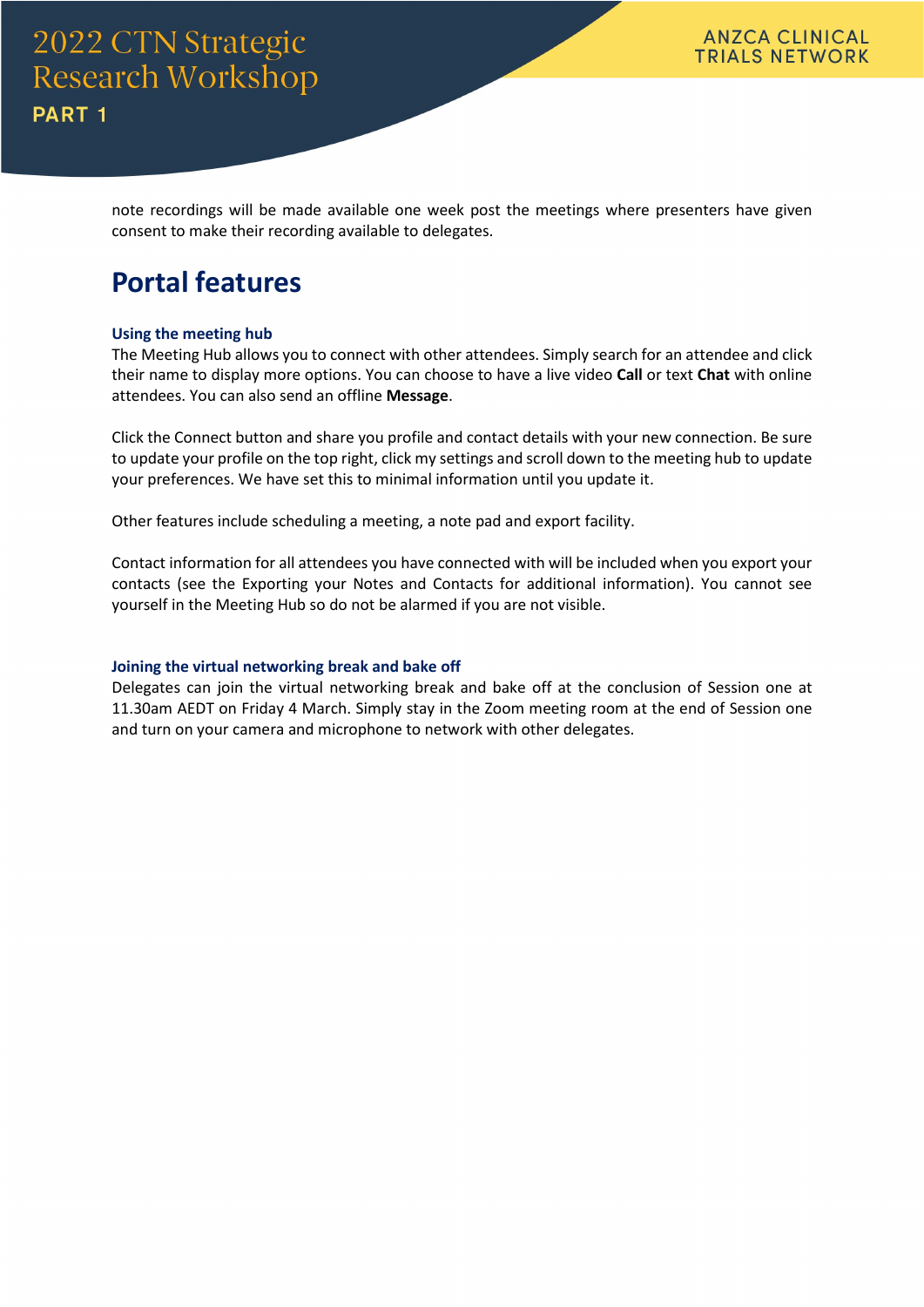note recordings will be made available one week post the meetings where presenters have given consent to make their recording available to delegates.

# Portal features

### Using the meeting hub

The Meeting Hub allows you to connect with other attendees. Simply search for an attendee and click their name to display more options. You can choose to have a live video **Call** or text **Chat** with online attendees. You can also send an offline **Message**.

Click the Connect button and share you profile and contact details with your new connection. Be sure to update your profile on the top right, click my settings and scroll down to the meeting hub to update your preferences. We have set this to minimal information until you update it.

Other features include scheduling a meeting, a note pad and export facility.

Contact information for all attendees you have connected with will be included when you export your contacts (see the Exporting your Notes and Contacts for additional information). You cannot see yourself in the Meeting Hub so do not be alarmed if you are not visible.

### Joining the virtual networking break and bake off

Delegates can join the virtual networking break and bake off at the conclusion of Session one at 11.30am AEDT on Friday 4 March. Simply stay in the Zoom meeting room at the end of Session one and turn on your camera and microphone to network with other delegates.